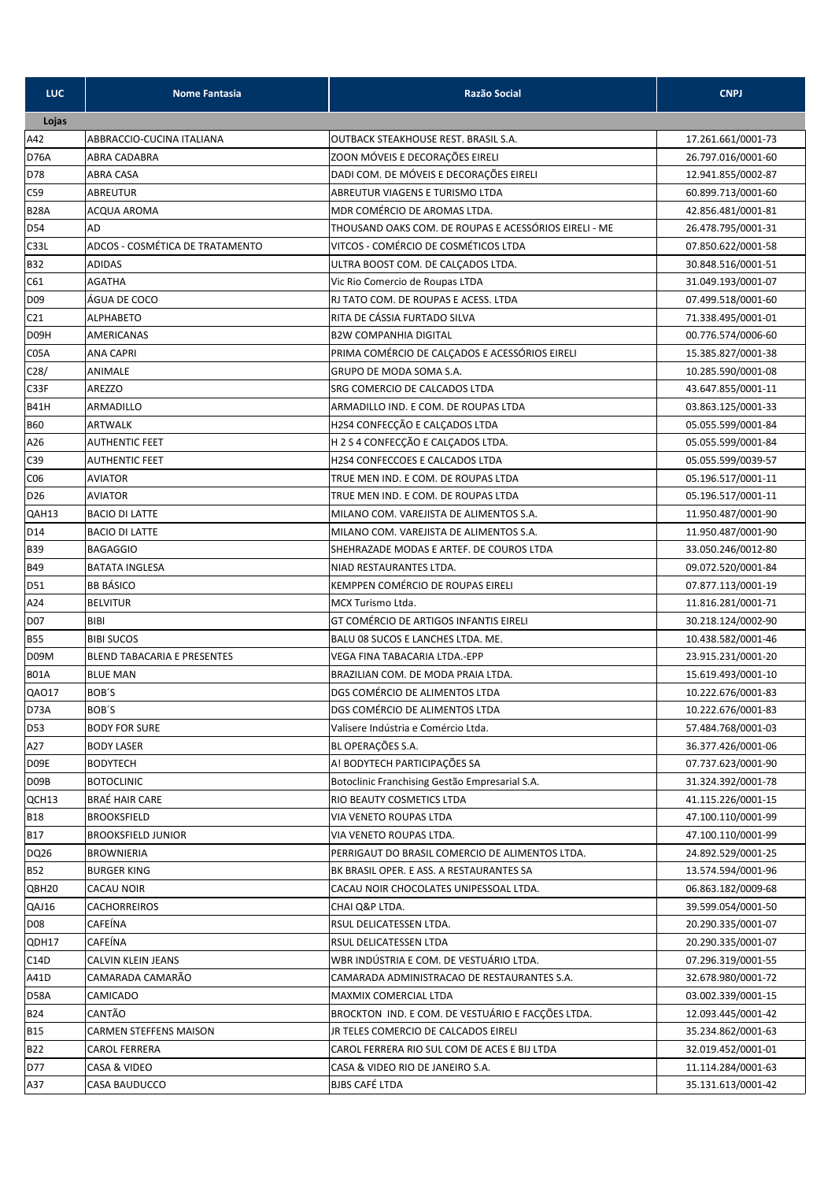| LUC | Nome Fantasia | Razão Social | CNPJ |
|---|---|---|---|
| **Lojas** | | | |
| A42 | ABBRACCIO-CUCINA ITALIANA | OUTBACK STEAKHOUSE REST. BRASIL S.A. | 17.261.661/0001-73 |
| D76A | ABRA CADABRA | ZOON MÓVEIS E DECORAÇÕES EIRELI | 26.797.016/0001-60 |
| D78 | ABRA CASA | DADI COM. DE MÓVEIS E DECORAÇÕES EIRELI | 12.941.855/0002-87 |
| C59 | ABREUTUR | ABREUTUR VIAGENS E TURISMO LTDA | 60.899.713/0001-60 |
| B28A | ACQUA AROMA | MDR COMÉRCIO DE AROMAS LTDA. | 42.856.481/0001-81 |
| D54 | AD | THOUSAND OAKS COM. DE ROUPAS E ACESSÓRIOS EIRELI - ME | 26.478.795/0001-31 |
| C33L | ADCOS - COSMÉTICA DE TRATAMENTO | VITCOS - COMÉRCIO DE COSMÉTICOS LTDA | 07.850.622/0001-58 |
| B32 | ADIDAS | ULTRA BOOST COM. DE CALÇADOS LTDA. | 30.848.516/0001-51 |
| C61 | AGATHA | Vic Rio Comercio de Roupas LTDA | 31.049.193/0001-07 |
| D09 | ÁGUA DE COCO | RJ TATO COM. DE ROUPAS E ACESS. LTDA | 07.499.518/0001-60 |
| C21 | ALPHABETO | RITA DE CÁSSIA FURTADO SILVA | 71.338.495/0001-01 |
| D09H | AMERICANAS | B2W COMPANHIA DIGITAL | 00.776.574/0006-60 |
| C05A | ANA CAPRI | PRIMA COMÉRCIO DE CALÇADOS E ACESSÓRIOS EIRELI | 15.385.827/0001-38 |
| C28/ | ANIMALE | GRUPO DE MODA SOMA S.A. | 10.285.590/0001-08 |
| C33F | AREZZO | SRG COMERCIO DE CALCADOS LTDA | 43.647.855/0001-11 |
| B41H | ARMADILLO | ARMADILLO IND. E COM. DE ROUPAS LTDA | 03.863.125/0001-33 |
| B60 | ARTWALK | H2S4 CONFECÇÃO E CALÇADOS LTDA | 05.055.599/0001-84 |
| A26 | AUTHENTIC FEET | H 2 S 4 CONFECÇÃO E CALÇADOS LTDA. | 05.055.599/0001-84 |
| C39 | AUTHENTIC FEET | H2S4 CONFECCOES E CALCADOS LTDA | 05.055.599/0039-57 |
| C06 | AVIATOR | TRUE MEN IND. E COM. DE ROUPAS LTDA | 05.196.517/0001-11 |
| D26 | AVIATOR | TRUE MEN IND. E COM. DE ROUPAS LTDA | 05.196.517/0001-11 |
| QAH13 | BACIO DI LATTE | MILANO COM. VAREJISTA DE ALIMENTOS S.A. | 11.950.487/0001-90 |
| D14 | BACIO DI LATTE | MILANO COM. VAREJISTA DE ALIMENTOS S.A. | 11.950.487/0001-90 |
| B39 | BAGAGGIO | SHEHRAZADE MODAS E ARTEF. DE COUROS LTDA | 33.050.246/0012-80 |
| B49 | BATATA INGLESA | NIAD RESTAURANTES LTDA. | 09.072.520/0001-84 |
| D51 | BB BÁSICO | KEMPPEN COMÉRCIO DE ROUPAS EIRELI | 07.877.113/0001-19 |
| A24 | BELVITUR | MCX Turismo Ltda. | 11.816.281/0001-71 |
| D07 | BIBI | GT COMÉRCIO DE ARTIGOS INFANTIS EIRELI | 30.218.124/0002-90 |
| B55 | BIBI SUCOS | BALU 08 SUCOS E LANCHES LTDA. ME. | 10.438.582/0001-46 |
| D09M | BLEND TABACARIA E PRESENTES | VEGA FINA TABACARIA LTDA.-EPP | 23.915.231/0001-20 |
| B01A | BLUE MAN | BRAZILIAN COM. DE MODA PRAIA LTDA. | 15.619.493/0001-10 |
| QAO17 | BOB´S | DGS COMÉRCIO DE ALIMENTOS LTDA | 10.222.676/0001-83 |
| D73A | BOB´S | DGS COMÉRCIO DE ALIMENTOS LTDA | 10.222.676/0001-83 |
| D53 | BODY FOR SURE | Valisere Indústria e Comércio Ltda. | 57.484.768/0001-03 |
| A27 | BODY LASER | BL OPERAÇÕES S.A. | 36.377.426/0001-06 |
| D09E | BODYTECH | A! BODYTECH PARTICIPAÇÕES SA | 07.737.623/0001-90 |
| D09B | BOTOCLINIC | Botoclinic Franchising Gestão Empresarial S.A. | 31.324.392/0001-78 |
| QCH13 | BRAÉ HAIR CARE | RIO BEAUTY COSMETICS LTDA | 41.115.226/0001-15 |
| B18 | BROOKSFIELD | VIA VENETO ROUPAS LTDA | 47.100.110/0001-99 |
| B17 | BROOKSFIELD JUNIOR | VIA VENETO ROUPAS LTDA. | 47.100.110/0001-99 |
| DQ26 | BROWNIERIA | PERRIGAUT DO BRASIL COMERCIO DE ALIMENTOS LTDA. | 24.892.529/0001-25 |
| B52 | BURGER KING | BK BRASIL OPER. E ASS. A RESTAURANTES SA | 13.574.594/0001-96 |
| QBH20 | CACAU NOIR | CACAU NOIR CHOCOLATES UNIPESSOAL LTDA. | 06.863.182/0009-68 |
| QAJ16 | CACHORREIROS | CHAI Q&P LTDA. | 39.599.054/0001-50 |
| D08 | CAFEÍNA | RSUL DELICATESSEN LTDA. | 20.290.335/0001-07 |
| QDH17 | CAFEÍNA | RSUL DELICATESSEN LTDA | 20.290.335/0001-07 |
| C14D | CALVIN KLEIN JEANS | WBR INDÚSTRIA E COM. DE VESTUÁRIO LTDA. | 07.296.319/0001-55 |
| A41D | CAMARADA CAMARÃO | CAMARADA ADMINISTRACAO DE RESTAURANTES S.A. | 32.678.980/0001-72 |
| D58A | CAMICADO | MAXMIX COMERCIAL LTDA | 03.002.339/0001-15 |
| B24 | CANTÃO | BROCKTON IND. E COM. DE VESTUÁRIO E FACÇÕES LTDA. | 12.093.445/0001-42 |
| B15 | CARMEN STEFFENS MAISON | JR TELES COMERCIO DE CALCADOS EIRELI | 35.234.862/0001-63 |
| B22 | CAROL FERRERA | CAROL FERRERA RIO SUL COM DE ACES E BIJ LTDA | 32.019.452/0001-01 |
| D77 | CASA & VIDEO | CASA & VIDEO RIO DE JANEIRO S.A. | 11.114.284/0001-63 |
| A37 | CASA BAUDUCCO | BJBS CAFÉ LTDA | 35.131.613/0001-42 |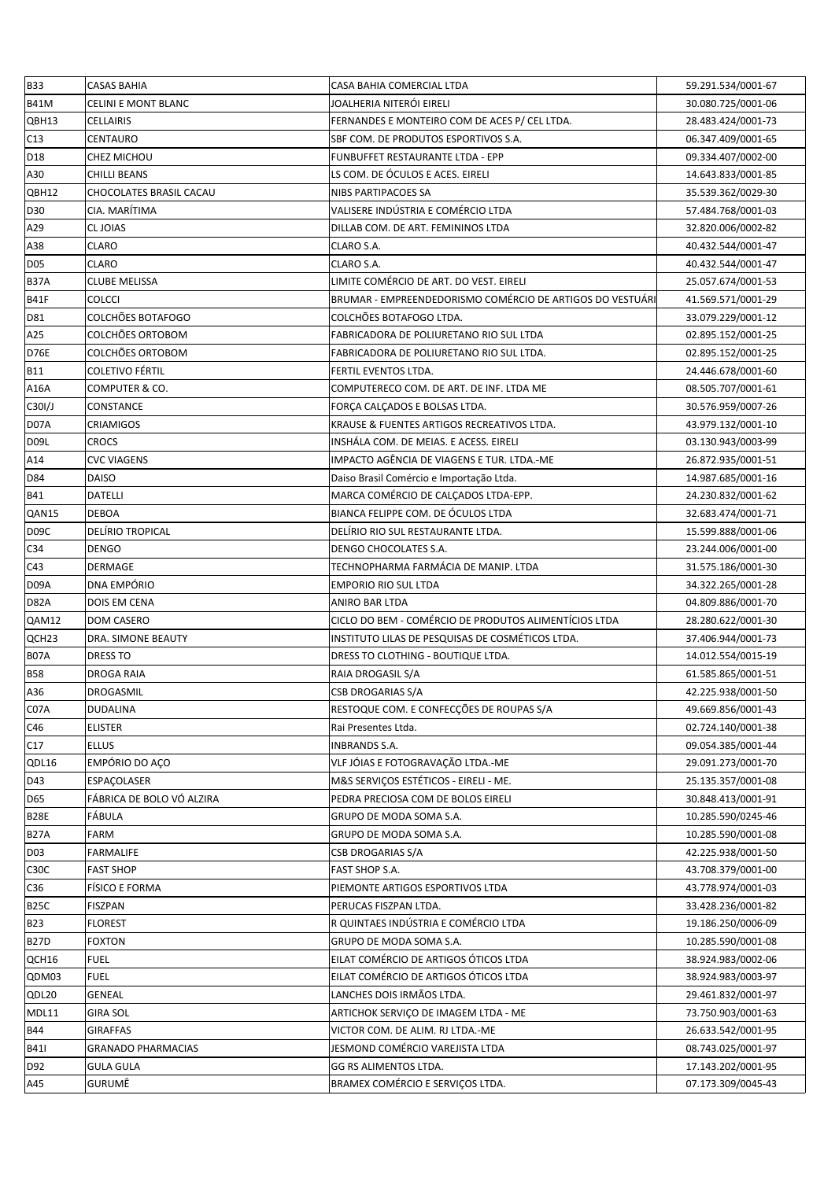| | | | |
|---|---|---|---|
| B33 | CASAS BAHIA | CASA BAHIA COMERCIAL LTDA | 59.291.534/0001-67 |
| B41M | CELINI E MONT BLANC | JOALHERIA NITERÓI EIRELI | 30.080.725/0001-06 |
| QBH13 | CELLAIRIS | FERNANDES E MONTEIRO COM DE ACES P/ CEL LTDA. | 28.483.424/0001-73 |
| C13 | CENTAURO | SBF COM. DE PRODUTOS ESPORTIVOS S.A. | 06.347.409/0001-65 |
| D18 | CHEZ MICHOU | FUNBUFFET RESTAURANTE LTDA - EPP | 09.334.407/0002-00 |
| A30 | CHILLI BEANS | LS COM. DE ÓCULOS E ACES. EIRELI | 14.643.833/0001-85 |
| QBH12 | CHOCOLATES BRASIL CACAU | NIBS PARTIPACOES SA | 35.539.362/0029-30 |
| D30 | CIA. MARÍTIMA | VALISERE INDÚSTRIA E COMÉRCIO LTDA | 57.484.768/0001-03 |
| A29 | CL JOIAS | DILLAB COM. DE ART. FEMININOS LTDA | 32.820.006/0002-82 |
| A38 | CLARO | CLARO S.A. | 40.432.544/0001-47 |
| D05 | CLARO | CLARO S.A. | 40.432.544/0001-47 |
| B37A | CLUBE MELISSA | LIMITE COMÉRCIO DE ART. DO VEST. EIRELI | 25.057.674/0001-53 |
| B41F | COLCCI | BRUMAR - EMPREENDEDORISMO COMÉRCIO DE ARTIGOS DO VESTUÁRI | 41.569.571/0001-29 |
| D81 | COLCHÕES BOTAFOGO | COLCHÕES BOTAFOGO LTDA. | 33.079.229/0001-12 |
| A25 | COLCHÕES ORTOBOM | FABRICADORA DE POLIURETANO RIO SUL LTDA | 02.895.152/0001-25 |
| D76E | COLCHÕES ORTOBOM | FABRICADORA DE POLIURETANO RIO SUL LTDA. | 02.895.152/0001-25 |
| B11 | COLETIVO FÉRTIL | FERTIL EVENTOS LTDA. | 24.446.678/0001-60 |
| A16A | COMPUTER & CO. | COMPUTERECO COM. DE ART. DE INF. LTDA ME | 08.505.707/0001-61 |
| C30I/J | CONSTANCE | FORÇA CALÇADOS E BOLSAS LTDA. | 30.576.959/0007-26 |
| D07A | CRIAMIGOS | KRAUSE & FUENTES ARTIGOS RECREATIVOS LTDA. | 43.979.132/0001-10 |
| D09L | CROCS | INSHÁLA COM. DE MEIAS. E ACESS. EIRELI | 03.130.943/0003-99 |
| A14 | CVC VIAGENS | IMPACTO AGÊNCIA DE VIAGENS E TUR. LTDA.-ME | 26.872.935/0001-51 |
| D84 | DAISO | Daiso Brasil Comércio e Importação Ltda. | 14.987.685/0001-16 |
| B41 | DATELLI | MARCA COMÉRCIO DE CALÇADOS LTDA-EPP. | 24.230.832/0001-62 |
| QAN15 | DEBOA | BIANCA FELIPPE COM. DE ÓCULOS LTDA | 32.683.474/0001-71 |
| D09C | DELÍRIO TROPICAL | DELÍRIO RIO SUL RESTAURANTE LTDA. | 15.599.888/0001-06 |
| C34 | DENGO | DENGO CHOCOLATES S.A. | 23.244.006/0001-00 |
| C43 | DERMAGE | TECHNOPHARMA FARMÁCIA DE MANIP. LTDA | 31.575.186/0001-30 |
| D09A | DNA EMPÓRIO | EMPORIO RIO SUL LTDA | 34.322.265/0001-28 |
| D82A | DOIS EM CENA | ANIRO BAR LTDA | 04.809.886/0001-70 |
| QAM12 | DOM CASERO | CICLO DO BEM - COMÉRCIO DE PRODUTOS ALIMENTÍCIOS LTDA | 28.280.622/0001-30 |
| QCH23 | DRA. SIMONE BEAUTY | INSTITUTO LILAS DE PESQUISAS DE COSMÉTICOS LTDA. | 37.406.944/0001-73 |
| B07A | DRESS TO | DRESS TO CLOTHING - BOUTIQUE LTDA. | 14.012.554/0015-19 |
| B58 | DROGA RAIA | RAIA DROGASIL S/A | 61.585.865/0001-51 |
| A36 | DROGASMIL | CSB DROGARIAS S/A | 42.225.938/0001-50 |
| C07A | DUDALINA | RESTOQUE COM. E CONFECÇÕES DE ROUPAS S/A | 49.669.856/0001-43 |
| C46 | ELISTER | Rai Presentes Ltda. | 02.724.140/0001-38 |
| C17 | ELLUS | INBRANDS S.A. | 09.054.385/0001-44 |
| QDL16 | EMPÓRIO DO AÇO | VLF JÓIAS E FOTOGRAVAÇÃO LTDA.-ME | 29.091.273/0001-70 |
| D43 | ESPAÇOLASER | M&S SERVIÇOS ESTÉTICOS - EIRELI - ME. | 25.135.357/0001-08 |
| D65 | FÁBRICA DE BOLO VÓ ALZIRA | PEDRA PRECIOSA COM DE BOLOS EIRELI | 30.848.413/0001-91 |
| B28E | FÁBULA | GRUPO DE MODA SOMA S.A. | 10.285.590/0245-46 |
| B27A | FARM | GRUPO DE MODA SOMA S.A. | 10.285.590/0001-08 |
| D03 | FARMALIFE | CSB DROGARIAS S/A | 42.225.938/0001-50 |
| C30C | FAST SHOP | FAST SHOP S.A. | 43.708.379/0001-00 |
| C36 | FÍSICO E FORMA | PIEMONTE ARTIGOS ESPORTIVOS LTDA | 43.778.974/0001-03 |
| B25C | FISZPAN | PERUCAS FISZPAN LTDA. | 33.428.236/0001-82 |
| B23 | FLOREST | R QUINTAES INDÚSTRIA E COMÉRCIO LTDA | 19.186.250/0006-09 |
| B27D | FOXTON | GRUPO DE MODA SOMA S.A. | 10.285.590/0001-08 |
| QCH16 | FUEL | EILAT COMÉRCIO DE ARTIGOS ÓTICOS LTDA | 38.924.983/0002-06 |
| QDM03 | FUEL | EILAT COMÉRCIO DE ARTIGOS ÓTICOS LTDA | 38.924.983/0003-97 |
| QDL20 | GENEAL | LANCHES DOIS IRMÃOS LTDA. | 29.461.832/0001-97 |
| MDL11 | GIRA SOL | ARTICHOK SERVIÇO DE IMAGEM LTDA - ME | 73.750.903/0001-63 |
| B44 | GIRAFFAS | VICTOR COM. DE ALIM. RJ LTDA.-ME | 26.633.542/0001-95 |
| B41I | GRANADO PHARMACIAS | JESMOND COMÉRCIO VAREJISTA LTDA | 08.743.025/0001-97 |
| D92 | GULA GULA | GG RS ALIMENTOS LTDA. | 17.143.202/0001-95 |
| A45 | GURUMÊ | BRAMEX COMÉRCIO E SERVIÇOS LTDA. | 07.173.309/0045-43 |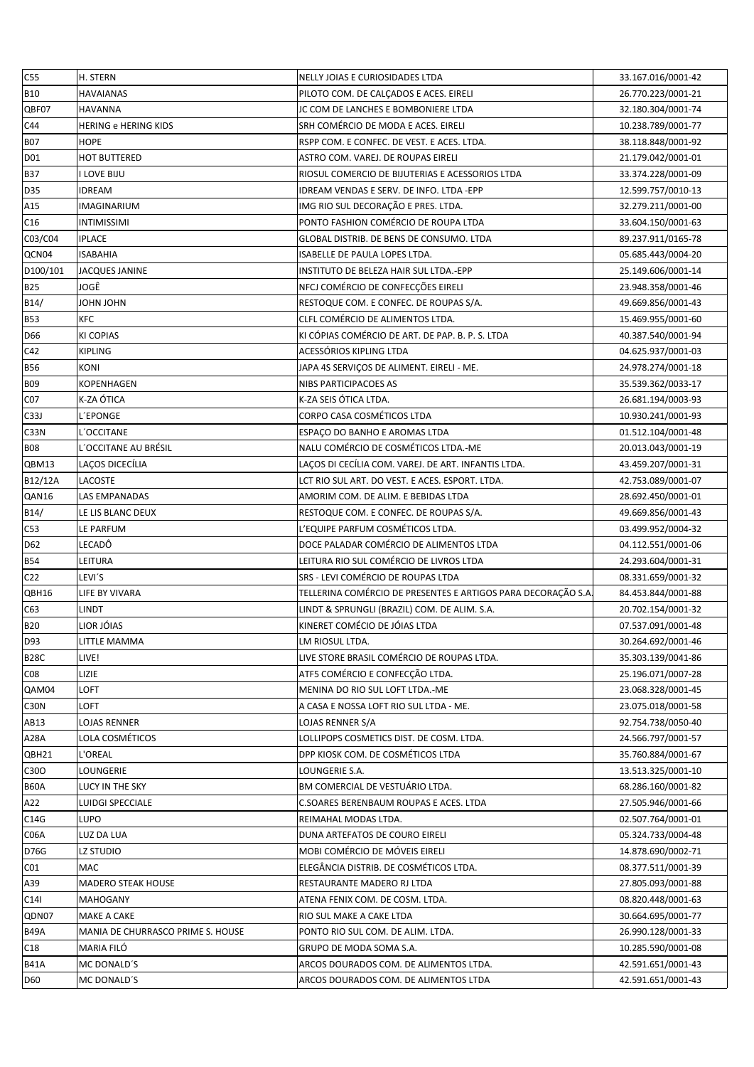| C55 | H. STERN | NELLY JOIAS E CURIOSIDADES LTDA | 33.167.016/0001-42 |
|---|---|---|---|
| B10 | HAVAIANAS | PILOTO COM. DE CALÇADOS E ACES. EIRELI | 26.770.223/0001-21 |
| QBF07 | HAVANNA | JC COM DE LANCHES E BOMBONIERE LTDA | 32.180.304/0001-74 |
| C44 | HERING e HERING KIDS | SRH COMÉRCIO DE MODA E ACES. EIRELI | 10.238.789/0001-77 |
| B07 | HOPE | RSPP COM. E CONFEC. DE VEST. E ACES. LTDA. | 38.118.848/0001-92 |
| D01 | HOT BUTTERED | ASTRO COM. VAREJ. DE ROUPAS EIRELI | 21.179.042/0001-01 |
| B37 | I LOVE BIJU | RIOSUL COMERCIO DE BIJUTERIAS E ACESSORIOS LTDA | 33.374.228/0001-09 |
| D35 | IDREAM | IDREAM VENDAS E SERV. DE INFO. LTDA -EPP | 12.599.757/0010-13 |
| A15 | IMAGINARIUM | IMG RIO SUL DECORAÇÃO E PRES. LTDA. | 32.279.211/0001-00 |
| C16 | INTIMISSIMI | PONTO FASHION COMÉRCIO DE ROUPA LTDA | 33.604.150/0001-63 |
| C03/C04 | IPLACE | GLOBAL DISTRIB. DE BENS DE CONSUMO. LTDA | 89.237.911/0165-78 |
| QCN04 | ISABAHIA | ISABELLE DE PAULA LOPES LTDA. | 05.685.443/0004-20 |
| D100/101 | JACQUES JANINE | INSTITUTO DE BELEZA HAIR SUL LTDA.-EPP | 25.149.606/0001-14 |
| B25 | JOGÊ | NFCJ COMÉRCIO DE CONFECÇÕES EIRELI | 23.948.358/0001-46 |
| B14/ | JOHN JOHN | RESTOQUE COM. E CONFEC. DE ROUPAS S/A. | 49.669.856/0001-43 |
| B53 | KFC | CLFL COMÉRCIO DE ALIMENTOS LTDA. | 15.469.955/0001-60 |
| D66 | KI COPIAS | KI CÓPIAS COMÉRCIO DE ART. DE PAP. B. P. S. LTDA | 40.387.540/0001-94 |
| C42 | KIPLING | ACESSÓRIOS KIPLING LTDA | 04.625.937/0001-03 |
| B56 | KONI | JAPA 4S SERVIÇOS DE ALIMENT. EIRELI - ME. | 24.978.274/0001-18 |
| B09 | KOPENHAGEN | NIBS PARTICIPACOES AS | 35.539.362/0033-17 |
| C07 | K-ZA ÓTICA | K-ZA SEIS ÓTICA LTDA. | 26.681.194/0003-93 |
| C33J | L´EPONGE | CORPO CASA COSMÉTICOS LTDA | 10.930.241/0001-93 |
| C33N | L´OCCITANE | ESPAÇO DO BANHO E AROMAS LTDA | 01.512.104/0001-48 |
| B08 | L´OCCITANE AU BRÉSIL | NALU COMÉRCIO DE COSMÉTICOS LTDA.-ME | 20.013.043/0001-19 |
| QBM13 | LAÇOS DICECÍLIA | LAÇOS DI CECÍLIA COM. VAREJ. DE ART. INFANTIS LTDA. | 43.459.207/0001-31 |
| B12/12A | LACOSTE | LCT RIO SUL ART. DO VEST. E ACES. ESPORT. LTDA. | 42.753.089/0001-07 |
| QAN16 | LAS EMPANADAS | AMORIM COM. DE ALIM. E BEBIDAS LTDA | 28.692.450/0001-01 |
| B14/ | LE LIS BLANC DEUX | RESTOQUE COM. E CONFEC. DE ROUPAS S/A. | 49.669.856/0001-43 |
| C53 | LE PARFUM | L'EQUIPE PARFUM COSMÉTICOS LTDA. | 03.499.952/0004-32 |
| D62 | LECADÔ | DOCE PALADAR COMÉRCIO DE ALIMENTOS LTDA | 04.112.551/0001-06 |
| B54 | LEITURA | LEITURA RIO SUL COMÉRCIO DE LIVROS LTDA | 24.293.604/0001-31 |
| C22 | LEVI´S | SRS - LEVI COMÉRCIO DE ROUPAS LTDA | 08.331.659/0001-32 |
| QBH16 | LIFE BY VIVARA | TELLERINA COMÉRCIO DE PRESENTES E ARTIGOS PARA DECORAÇÃO S.A. | 84.453.844/0001-88 |
| C63 | LINDT | LINDT & SPRUNGLI (BRAZIL) COM. DE ALIM. S.A. | 20.702.154/0001-32 |
| B20 | LIOR JÓIAS | KINERET COMÉCIO DE JÓIAS LTDA | 07.537.091/0001-48 |
| D93 | LITTLE MAMMA | LM RIOSUL LTDA. | 30.264.692/0001-46 |
| B28C | LIVE! | LIVE STORE BRASIL COMÉRCIO DE ROUPAS LTDA. | 35.303.139/0041-86 |
| C08 | LIZIE | ATF5 COMÉRCIO E CONFECÇÃO LTDA. | 25.196.071/0007-28 |
| QAM04 | LOFT | MENINA DO RIO SUL LOFT LTDA.-ME | 23.068.328/0001-45 |
| C30N | LOFT | A CASA E NOSSA LOFT RIO SUL LTDA - ME. | 23.075.018/0001-58 |
| AB13 | LOJAS RENNER | LOJAS RENNER S/A | 92.754.738/0050-40 |
| A28A | LOLA COSMÉTICOS | LOLLIPOPS COSMETICS DIST. DE COSM. LTDA. | 24.566.797/0001-57 |
| QBH21 | L'OREAL | DPP KIOSK COM. DE COSMÉTICOS LTDA | 35.760.884/0001-67 |
| C30O | LOUNGERIE | LOUNGERIE S.A. | 13.513.325/0001-10 |
| B60A | LUCY IN THE SKY | BM COMERCIAL DE VESTUÁRIO LTDA. | 68.286.160/0001-82 |
| A22 | LUIDGI SPECCIALE | C.SOARES BERENBAUM ROUPAS E ACES. LTDA | 27.505.946/0001-66 |
| C14G | LUPO | REIMAHAL MODAS LTDA. | 02.507.764/0001-01 |
| C06A | LUZ DA LUA | DUNA ARTEFATOS DE COURO EIRELI | 05.324.733/0004-48 |
| D76G | LZ STUDIO | MOBI COMÉRCIO DE MÓVEIS EIRELI | 14.878.690/0002-71 |
| C01 | MAC | ELEGÂNCIA DISTRIB. DE COSMÉTICOS LTDA. | 08.377.511/0001-39 |
| A39 | MADERO STEAK HOUSE | RESTAURANTE MADERO RJ LTDA | 27.805.093/0001-88 |
| C14I | MAHOGANY | ATENA FENIX COM. DE COSM. LTDA. | 08.820.448/0001-63 |
| QDN07 | MAKE A CAKE | RIO SUL MAKE A CAKE LTDA | 30.664.695/0001-77 |
| B49A | MANIA DE CHURRASCO PRIME S. HOUSE | PONTO RIO SUL COM. DE ALIM. LTDA. | 26.990.128/0001-33 |
| C18 | MARIA FILÓ | GRUPO DE MODA SOMA S.A. | 10.285.590/0001-08 |
| B41A | MC DONALD´S | ARCOS DOURADOS COM. DE ALIMENTOS LTDA. | 42.591.651/0001-43 |
| D60 | MC DONALD´S | ARCOS DOURADOS COM. DE ALIMENTOS LTDA | 42.591.651/0001-43 |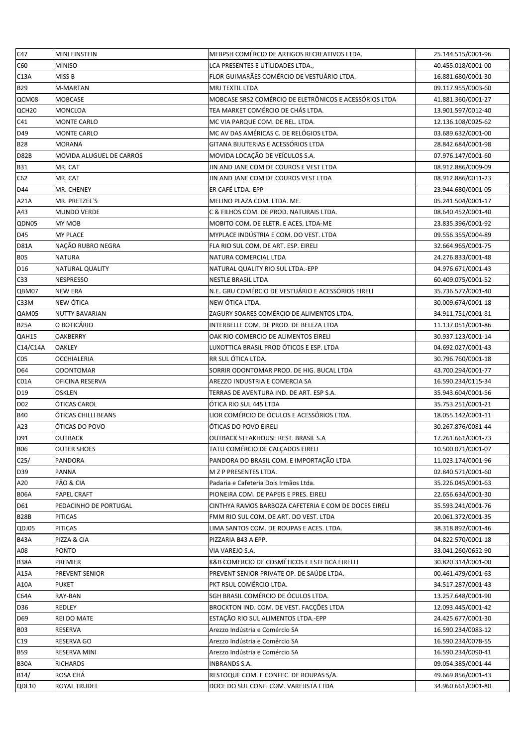| C47 | MINI EINSTEIN | MEBPSH COMÉRCIO DE ARTIGOS RECREATIVOS LTDA. | 25.144.515/0001-96 |
|---|---|---|---|
| C60 | MINISO | LCA PRESENTES E UTILIDADES LTDA., | 40.455.018/0001-00 |
| C13A | MISS B | FLOR GUIMARÃES COMÉRCIO DE VESTUÁRIO LTDA. | 16.881.680/0001-30 |
| B29 | M-MARTAN | MRJ TEXTIL LTDA | 09.117.955/0003-60 |
| QCM08 | MOBCASE | MOBCASE SRS2 COMÉRCIO DE ELETRÔNICOS E ACESSÓRIOS LTDA | 41.881.360/0001-27 |
| QCH20 | MONCLOA | TEA MARKET COMÉRCIO DE CHÁS LTDA. | 13.901.597/0012-40 |
| C41 | MONTE CARLO | MC VIA PARQUE COM. DE REL. LTDA. | 12.136.108/0025-62 |
| D49 | MONTE CARLO | MC AV DAS AMÉRICAS C. DE RELÓGIOS LTDA. | 03.689.632/0001-00 |
| B28 | MORANA | GITANA BIJUTERIAS E ACESSÓRIOS LTDA | 28.842.684/0001-98 |
| D82B | MOVIDA ALUGUEL DE CARROS | MOVIDA LOCAÇÃO DE VEÍCULOS S.A. | 07.976.147/0001-60 |
| B31 | MR. CAT | JIN AND JANE COM DE COUROS E VEST LTDA | 08.912.886/0009-09 |
| C62 | MR. CAT | JIN AND JANE COM DE COUROS VEST LTDA | 08.912.886/0011-23 |
| D44 | MR. CHENEY | ER CAFÉ LTDA.-EPP | 23.944.680/0001-05 |
| A21A | MR. PRETZEL`S | MELINO PLAZA COM. LTDA. ME. | 05.241.504/0001-17 |
| A43 | MUNDO VERDE | C & FILHOS COM. DE PROD. NATURAIS LTDA. | 08.640.452/0001-40 |
| QDN05 | MY MOB | MOBITO COM. DE ELETR. E ACES. LTDA-ME | 23.835.396/0001-92 |
| D45 | MY PLACE | MYPLACE INDÚSTRIA E COM. DO VEST. LTDA | 09.556.355/0004-89 |
| D81A | NAÇÃO RUBRO NEGRA | FLA RIO SUL COM. DE ART. ESP. EIRELI | 32.664.965/0001-75 |
| B05 | NATURA | NATURA COMERCIAL LTDA | 24.276.833/0001-48 |
| D16 | NATURAL QUALITY | NATURAL QUALITY RIO SUL LTDA.-EPP | 04.976.671/0001-43 |
| C33 | NESPRESSO | NESTLE BRASIL LTDA | 60.409.075/0001-52 |
| QBM07 | NEW ERA | N.E. GRU COMÉRCIO DE VESTUÁRIO E ACESSÓRIOS EIRELI | 35.736.577/0001-40 |
| C33M | NEW ÓTICA | NEW ÓTICA LTDA. | 30.009.674/0001-18 |
| QAM05 | NUTTY BAVARIAN | ZAGURY SOARES COMÉRCIO DE ALIMENTOS LTDA. | 34.911.751/0001-81 |
| B25A | O BOTICÁRIO | INTERBELLE COM. DE PROD. DE BELEZA LTDA | 11.137.051/0001-86 |
| QAH15 | OAKBERRY | OAK RIO COMERCIO DE ALIMENTOS EIRELI | 30.937.123/0001-14 |
| C14/C14A | OAKLEY | LUXOTTICA BRASIL PROD ÓTICOS E ESP. LTDA | 04.692.027/0001-43 |
| C05 | OCCHIALERIA | RR SUL ÓTICA LTDA. | 30.796.760/0001-18 |
| D64 | ODONTOMAR | SORRIR ODONTOMAR PROD. DE HIG. BUCAL LTDA | 43.700.294/0001-77 |
| C01A | OFICINA RESERVA | AREZZO INDUSTRIA E COMERCIA SA | 16.590.234/0115-34 |
| D19 | OSKLEN | TERRAS DE AVENTURA IND. DE ART. ESP S.A. | 35.943.604/0001-56 |
| D02 | ÓTICAS CAROL | ÓTICA RIO SUL 445 LTDA | 35.753.251/0001-21 |
| B40 | ÓTICAS CHILLI BEANS | LIOR COMÉRCIO DE ÓCULOS E ACESSÓRIOS LTDA. | 18.055.142/0001-11 |
| A23 | ÓTICAS DO POVO | ÓTICAS DO POVO EIRELI | 30.267.876/0081-44 |
| D91 | OUTBACK | OUTBACK STEAKHOUSE REST. BRASIL S.A | 17.261.661/0001-73 |
| B06 | OUTER SHOES | TATU COMÉRCIO DE CALÇADOS EIRELI | 10.500.071/0001-07 |
| C25/ | PANDORA | PANDORA DO BRASIL COM. E IMPORTAÇÃO LTDA | 11.023.174/0001-96 |
| D39 | PANNA | M Z P PRESENTES LTDA. | 02.840.571/0001-60 |
| A20 | PÃO & CIA | Padaria e Cafeteria Dois Irmãos Ltda. | 35.226.045/0001-63 |
| B06A | PAPEL CRAFT | PIONEIRA COM. DE PAPEIS E PRES. EIRELI | 22.656.634/0001-30 |
| D61 | PEDACINHO DE PORTUGAL | CINTHYA RAMOS BARBOZA CAFETERIA E COM DE DOCES EIRELI | 35.593.241/0001-76 |
| B28B | PITICAS | FMM RIO SUL COM. DE ART. DO VEST. LTDA | 20.061.372/0001-35 |
| QDJ05 | PITICAS | LIMA SANTOS COM. DE ROUPAS E ACES. LTDA. | 38.318.892/0001-46 |
| B43A | PIZZA & CIA | PIZZARIA B43 A EPP. | 04.822.570/0001-18 |
| A08 | PONTO | VIA VAREJO S.A. | 33.041.260/0652-90 |
| B38A | PREMIER | K&B COMERCIO DE COSMÉTICOS E ESTETICA EIRELLI | 30.820.314/0001-00 |
| A15A | PREVENT SENIOR | PREVENT SENIOR PRIVATE OP. DE SAÚDE LTDA. | 00.461.479/0001-63 |
| A10A | PUKET | PKT RSUL COMÉRCIO LTDA. | 34.517.287/0001-43 |
| C64A | RAY-BAN | SGH BRASIL COMÉRCIO DE ÓCULOS LTDA. | 13.257.648/0001-90 |
| D36 | REDLEY | BROCKTON IND. COM. DE VEST. FACÇÕES LTDA | 12.093.445/0001-42 |
| D69 | REI DO MATE | ESTAÇÃO RIO SUL ALIMENTOS LTDA.-EPP | 24.425.677/0001-30 |
| B03 | RESERVA | Arezzo Indústria e Comércio SA | 16.590.234/0083-12 |
| C19 | RESERVA GO | Arezzo Indústria e Comércio SA | 16.590.234/0078-55 |
| B59 | RESERVA MINI | Arezzo Indústria e Comércio SA | 16.590.234/0090-41 |
| B30A | RICHARDS | INBRANDS S.A. | 09.054.385/0001-44 |
| B14/ | ROSA CHÁ | RESTOQUE COM. E CONFEC. DE ROUPAS S/A. | 49.669.856/0001-43 |
| QDL10 | ROYAL TRUDEL | DOCE DO SUL CONF. COM. VAREJISTA LTDA | 34.960.661/0001-80 |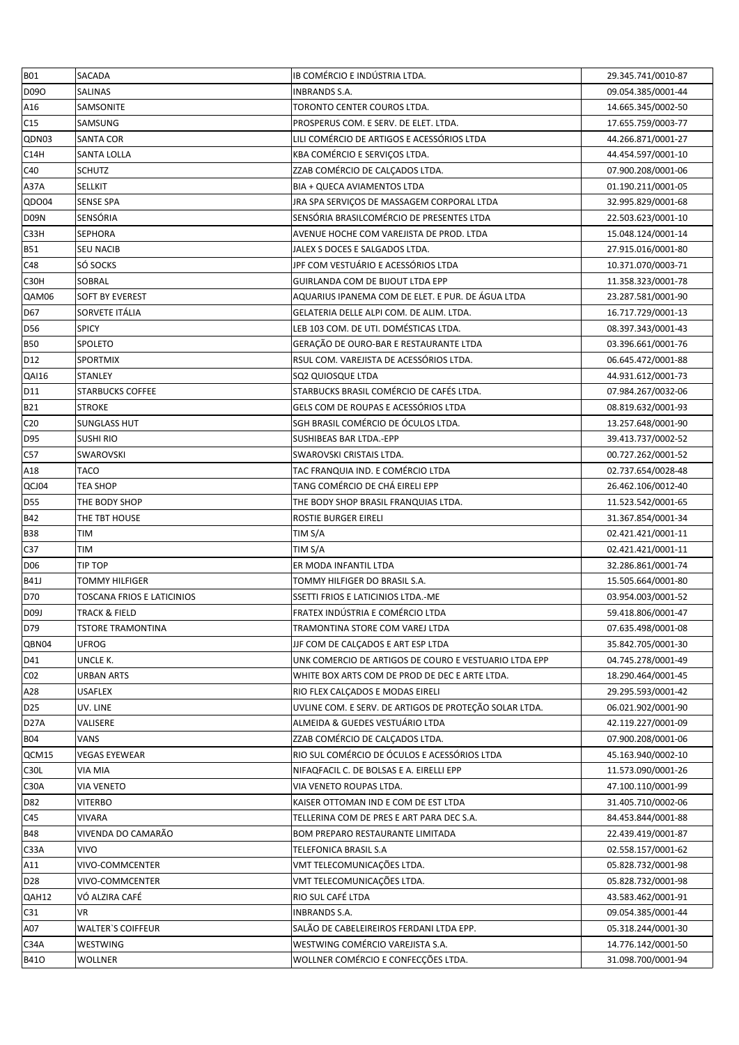| B01 | SACADA | IB COMÉRCIO E INDÚSTRIA LTDA. | 29.345.741/0010-87 |
|---|---|---|---|
| D09O | SALINAS | INBRANDS S.A. | 09.054.385/0001-44 |
| A16 | SAMSONITE | TORONTO CENTER COUROS LTDA. | 14.665.345/0002-50 |
| C15 | SAMSUNG | PROSPERUS COM. E SERV. DE ELET. LTDA. | 17.655.759/0003-77 |
| QDN03 | SANTA COR | LILI COMÉRCIO DE ARTIGOS E ACESSÓRIOS LTDA | 44.266.871/0001-27 |
| C14H | SANTA LOLLA | KBA COMÉRCIO E SERVIÇOS LTDA. | 44.454.597/0001-10 |
| C40 | SCHUTZ | ZZAB COMÉRCIO DE CALÇADOS LTDA. | 07.900.208/0001-06 |
| A37A | SELLKIT | BIA + QUECA AVIAMENTOS LTDA | 01.190.211/0001-05 |
| QDO04 | SENSE SPA | JRA SPA SERVIÇOS DE MASSAGEM CORPORAL LTDA | 32.995.829/0001-68 |
| D09N | SENSÓRIA | SENSÓRIA BRASILCOMÉRCIO DE PRESENTES LTDA | 22.503.623/0001-10 |
| C33H | SEPHORA | AVENUE HOCHE COM VAREJISTA DE PROD. LTDA | 15.048.124/0001-14 |
| B51 | SEU NACIB | JALEX S DOCES E SALGADOS LTDA. | 27.915.016/0001-80 |
| C48 | SÓ SOCKS | JPF COM VESTUÁRIO E ACESSÓRIOS LTDA | 10.371.070/0003-71 |
| C30H | SOBRAL | GUIRLANDA COM DE BIJOUT LTDA EPP | 11.358.323/0001-78 |
| QAM06 | SOFT BY EVEREST | AQUARIUS IPANEMA COM DE ELET. E PUR. DE ÁGUA LTDA | 23.287.581/0001-90 |
| D67 | SORVETE ITÁLIA | GELATERIA DELLE ALPI COM. DE ALIM. LTDA. | 16.717.729/0001-13 |
| D56 | SPICY | LEB 103 COM. DE UTI. DOMÉSTICAS LTDA. | 08.397.343/0001-43 |
| B50 | SPOLETO | GERAÇÃO DE OURO-BAR E RESTAURANTE LTDA | 03.396.661/0001-76 |
| D12 | SPORTMIX | RSUL COM. VAREJISTA DE ACESSÓRIOS LTDA. | 06.645.472/0001-88 |
| QAI16 | STANLEY | SQ2 QUIOSQUE LTDA | 44.931.612/0001-73 |
| D11 | STARBUCKS COFFEE | STARBUCKS BRASIL COMÉRCIO DE CAFÉS LTDA. | 07.984.267/0032-06 |
| B21 | STROKE | GELS COM DE ROUPAS E ACESSÓRIOS LTDA | 08.819.632/0001-93 |
| C20 | SUNGLASS HUT | SGH BRASIL COMÉRCIO DE ÓCULOS LTDA. | 13.257.648/0001-90 |
| D95 | SUSHI RIO | SUSHIBEAS BAR LTDA.-EPP | 39.413.737/0002-52 |
| C57 | SWAROVSKI | SWAROVSKI CRISTAIS LTDA. | 00.727.262/0001-52 |
| A18 | TACO | TAC FRANQUIA IND. E COMÉRCIO LTDA | 02.737.654/0028-48 |
| QCJ04 | TEA SHOP | TANG COMÉRCIO DE CHÁ EIRELI EPP | 26.462.106/0012-40 |
| D55 | THE BODY SHOP | THE BODY SHOP BRASIL FRANQUIAS LTDA. | 11.523.542/0001-65 |
| B42 | THE TBT HOUSE | ROSTIE BURGER EIRELI | 31.367.854/0001-34 |
| B38 | TIM | TIM S/A | 02.421.421/0001-11 |
| C37 | TIM | TIM S/A | 02.421.421/0001-11 |
| D06 | TIP TOP | ER MODA INFANTIL LTDA | 32.286.861/0001-74 |
| B41J | TOMMY HILFIGER | TOMMY HILFIGER DO BRASIL S.A. | 15.505.664/0001-80 |
| D70 | TOSCANA FRIOS E LATICINIOS | SSETTI FRIOS E LATICINIOS LTDA.-ME | 03.954.003/0001-52 |
| D09J | TRACK & FIELD | FRATEX INDÚSTRIA E COMÉRCIO LTDA | 59.418.806/0001-47 |
| D79 | TSTORE TRAMONTINA | TRAMONTINA STORE COM VAREJ LTDA | 07.635.498/0001-08 |
| QBN04 | UFROG | JJF COM DE CALÇADOS E ART ESP LTDA | 35.842.705/0001-30 |
| D41 | UNCLE K. | UNK COMERCIO DE ARTIGOS DE COURO E VESTUARIO LTDA EPP | 04.745.278/0001-49 |
| C02 | URBAN ARTS | WHITE BOX ARTS COM DE PROD DE DEC E ARTE LTDA. | 18.290.464/0001-45 |
| A28 | USAFLEX | RIO FLEX CALÇADOS E MODAS EIRELI | 29.295.593/0001-42 |
| D25 | UV. LINE | UVLINE COM. E SERV. DE ARTIGOS DE PROTEÇÃO SOLAR LTDA. | 06.021.902/0001-90 |
| D27A | VALISERE | ALMEIDA & GUEDES VESTUÁRIO LTDA | 42.119.227/0001-09 |
| B04 | VANS | ZZAB COMÉRCIO DE CALÇADOS LTDA. | 07.900.208/0001-06 |
| QCM15 | VEGAS EYEWEAR | RIO SUL COMÉRCIO DE ÓCULOS E ACESSÓRIOS LTDA | 45.163.940/0002-10 |
| C30L | VIA MIA | NIFAQFACIL C. DE BOLSAS E A. EIRELLI EPP | 11.573.090/0001-26 |
| C30A | VIA VENETO | VIA VENETO ROUPAS LTDA. | 47.100.110/0001-99 |
| D82 | VITERBO | KAISER OTTOMAN IND E COM DE EST LTDA | 31.405.710/0002-06 |
| C45 | VIVARA | TELLERINA COM DE PRES E ART PARA DEC S.A. | 84.453.844/0001-88 |
| B48 | VIVENDA DO CAMARÃO | BOM PREPARO RESTAURANTE LIMITADA | 22.439.419/0001-87 |
| C33A | VIVO | TELEFONICA BRASIL S.A | 02.558.157/0001-62 |
| A11 | VIVO-COMMCENTER | VMT TELECOMUNICAÇÕES LTDA. | 05.828.732/0001-98 |
| D28 | VIVO-COMMCENTER | VMT TELECOMUNICAÇÕES LTDA. | 05.828.732/0001-98 |
| QAH12 | VÓ ALZIRA CAFÉ | RIO SUL CAFÉ LTDA | 43.583.462/0001-91 |
| C31 | VR | INBRANDS S.A. | 09.054.385/0001-44 |
| A07 | WALTER`S COIFFEUR | SALÃO DE CABELEIREIROS FERDANI LTDA EPP. | 05.318.244/0001-30 |
| C34A | WESTWING | WESTWING COMÉRCIO VAREJISTA S.A. | 14.776.142/0001-50 |
| B41O | WOLLNER | WOLLNER COMÉRCIO E CONFECÇÕES LTDA. | 31.098.700/0001-94 |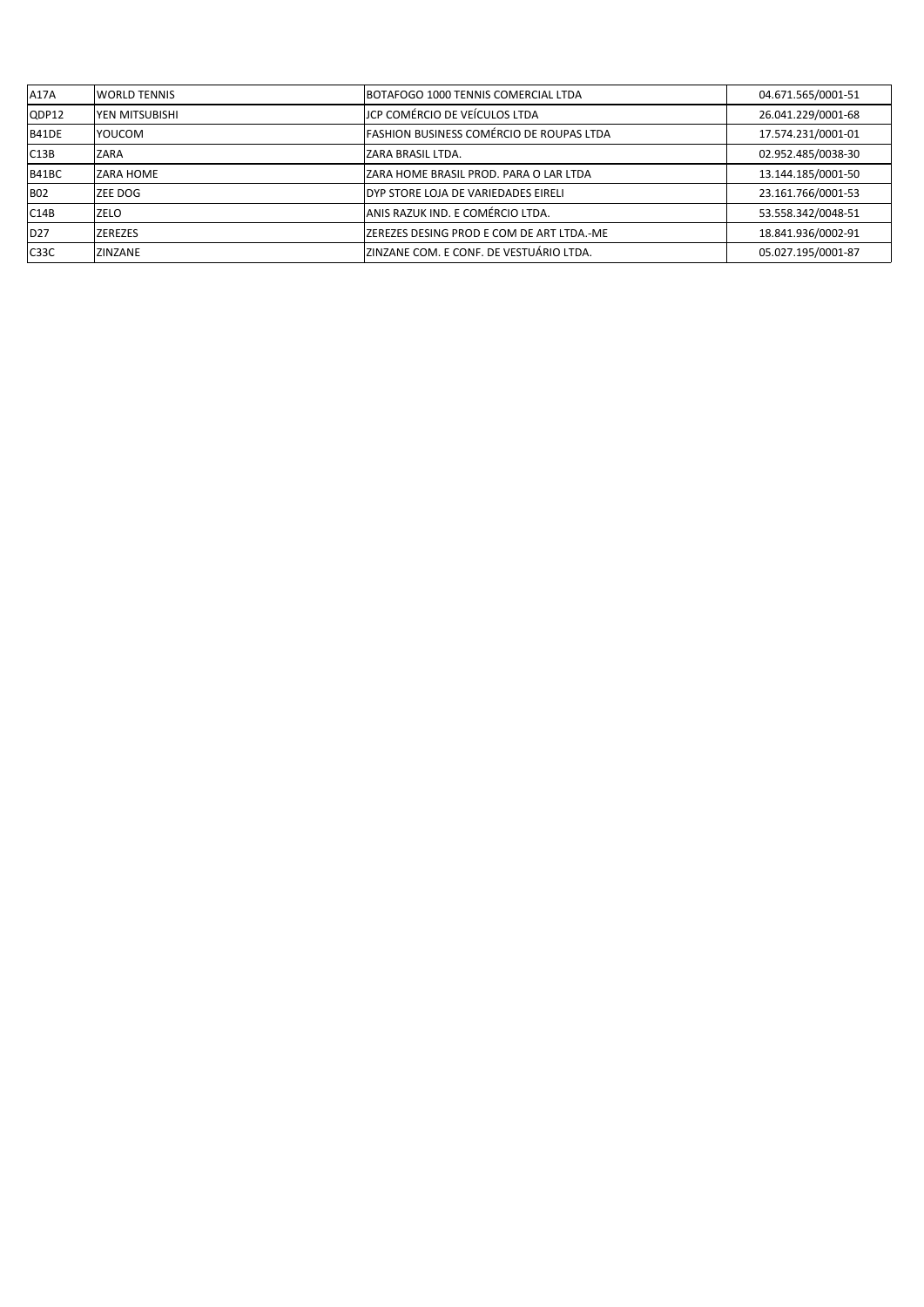| | | | |
|---|---|---|---|
| A17A | WORLD TENNIS | BOTAFOGO 1000 TENNIS COMERCIAL LTDA | 04.671.565/0001-51 |
| QDP12 | YEN MITSUBISHI | JCP COMÉRCIO DE VEÍCULOS LTDA | 26.041.229/0001-68 |
| B41DE | YOUCOM | FASHION BUSINESS COMÉRCIO DE ROUPAS LTDA | 17.574.231/0001-01 |
| C13B | ZARA | ZARA BRASIL LTDA. | 02.952.485/0038-30 |
| B41BC | ZARA HOME | ZARA HOME BRASIL PROD. PARA O LAR LTDA | 13.144.185/0001-50 |
| B02 | ZEE DOG | DYP STORE LOJA DE VARIEDADES EIRELI | 23.161.766/0001-53 |
| C14B | ZELO | ANIS RAZUK IND. E COMÉRCIO LTDA. | 53.558.342/0048-51 |
| D27 | ZEREZES | ZEREZES DESING PROD E COM DE ART LTDA.-ME | 18.841.936/0002-91 |
| C33C | ZINZANE | ZINZANE COM. E CONF. DE VESTUÁRIO LTDA. | 05.027.195/0001-87 |